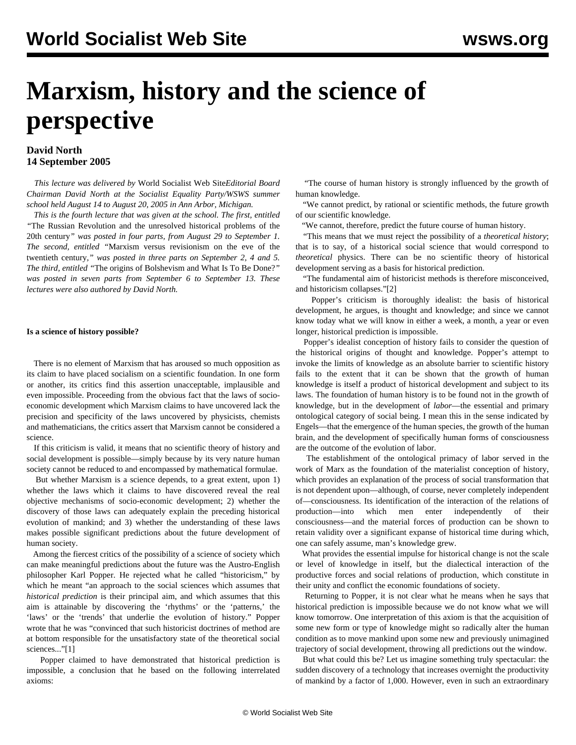# Marxism, history and the science of perspective

**David North**
**14 September 2005**

*This lecture was delivered by* World Socialist Web Site *Editorial Board Chairman David North at the Socialist Equality Party/WSWS summer school held August 14 to August 20, 2005 in Ann Arbor, Michigan.*

*This is the fourth lecture that was given at the school. The first, entitled* "The Russian Revolution and the unresolved historical problems of the 20th century*" was posted in four parts, from August 29 to September 1. The second, entitled* "Marxism versus revisionism on the eve of the twentieth century,*" was posted in three parts on September 2, 4 and 5. The third, entitled* "The origins of Bolshevism and What Is To Be Done?*" was posted in seven parts from September 6 to September 13. These lectures were also authored by David North.*

**Is a science of history possible?**

There is no element of Marxism that has aroused so much opposition as its claim to have placed socialism on a scientific foundation. In one form or another, its critics find this assertion unacceptable, implausible and even impossible. Proceeding from the obvious fact that the laws of socio-economic development which Marxism claims to have uncovered lack the precision and specificity of the laws uncovered by physicists, chemists and mathematicians, the critics assert that Marxism cannot be considered a science.

If this criticism is valid, it means that no scientific theory of history and social development is possible—simply because by its very nature human society cannot be reduced to and encompassed by mathematical formulae.

But whether Marxism is a science depends, to a great extent, upon 1) whether the laws which it claims to have discovered reveal the real objective mechanisms of socio-economic development; 2) whether the discovery of those laws can adequately explain the preceding historical evolution of mankind; and 3) whether the understanding of these laws makes possible significant predictions about the future development of human society.

Among the fiercest critics of the possibility of a science of society which can make meaningful predictions about the future was the Austro-English philosopher Karl Popper. He rejected what he called "historicism," by which he meant "an approach to the social sciences which assumes that *historical prediction* is their principal aim, and which assumes that this aim is attainable by discovering the 'rhythms' or the 'patterns,' the 'laws' or the 'trends' that underlie the evolution of history." Popper wrote that he was "convinced that such historicist doctrines of method are at bottom responsible for the unsatisfactory state of the theoretical social sciences..."[1]

Popper claimed to have demonstrated that historical prediction is impossible, a conclusion that he based on the following interrelated axioms:

"The course of human history is strongly influenced by the growth of human knowledge.

"We cannot predict, by rational or scientific methods, the future growth of our scientific knowledge.

"We cannot, therefore, predict the future course of human history.

"This means that we must reject the possibility of a *theoretical history*; that is to say, of a historical social science that would correspond to *theoretical* physics. There can be no scientific theory of historical development serving as a basis for historical prediction.

"The fundamental aim of historicist methods is therefore misconceived, and historicism collapses."[2]

Popper's criticism is thoroughly idealist: the basis of historical development, he argues, is thought and knowledge; and since we cannot know today what we will know in either a week, a month, a year or even longer, historical prediction is impossible.

Popper's idealist conception of history fails to consider the question of the historical origins of thought and knowledge. Popper's attempt to invoke the limits of knowledge as an absolute barrier to scientific history fails to the extent that it can be shown that the growth of human knowledge is itself a product of historical development and subject to its laws. The foundation of human history is to be found not in the growth of knowledge, but in the development of *labor*—the essential and primary ontological category of social being. I mean this in the sense indicated by Engels—that the emergence of the human species, the growth of the human brain, and the development of specifically human forms of consciousness are the outcome of the evolution of labor.

The establishment of the ontological primacy of labor served in the work of Marx as the foundation of the materialist conception of history, which provides an explanation of the process of social transformation that is not dependent upon—although, of course, never completely independent of—consciousness. Its identification of the interaction of the relations of production—into which men enter independently of their consciousness—and the material forces of production can be shown to retain validity over a significant expanse of historical time during which, one can safely assume, man's knowledge grew.

What provides the essential impulse for historical change is not the scale or level of knowledge in itself, but the dialectical interaction of the productive forces and social relations of production, which constitute in their unity and conflict the economic foundations of society.

Returning to Popper, it is not clear what he means when he says that historical prediction is impossible because we do not know what we will know tomorrow. One interpretation of this axiom is that the acquisition of some new form or type of knowledge might so radically alter the human condition as to move mankind upon some new and previously unimagined trajectory of social development, throwing all predictions out the window.

But what could this be? Let us imagine something truly spectacular: the sudden discovery of a technology that increases overnight the productivity of mankind by a factor of 1,000. However, even in such an extraordinary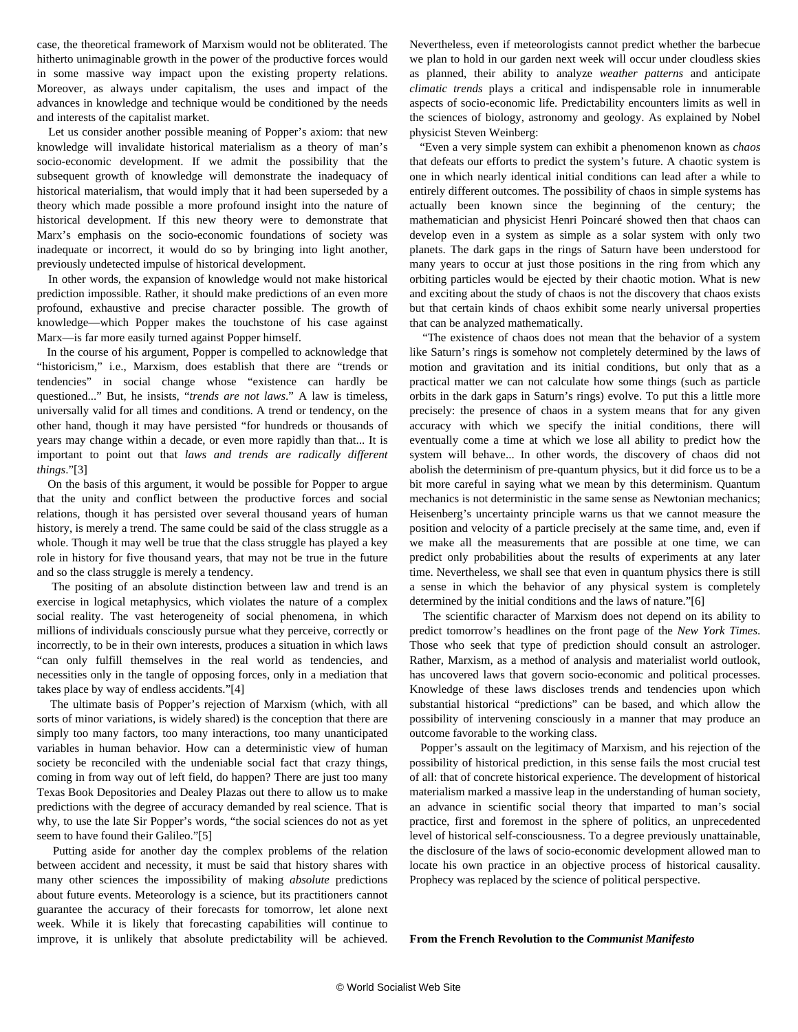case, the theoretical framework of Marxism would not be obliterated. The hitherto unimaginable growth in the power of the productive forces would in some massive way impact upon the existing property relations. Moreover, as always under capitalism, the uses and impact of the advances in knowledge and technique would be conditioned by the needs and interests of the capitalist market.

Let us consider another possible meaning of Popper's axiom: that new knowledge will invalidate historical materialism as a theory of man's socio-economic development. If we admit the possibility that the subsequent growth of knowledge will demonstrate the inadequacy of historical materialism, that would imply that it had been superseded by a theory which made possible a more profound insight into the nature of historical development. If this new theory were to demonstrate that Marx's emphasis on the socio-economic foundations of society was inadequate or incorrect, it would do so by bringing into light another, previously undetected impulse of historical development.

In other words, the expansion of knowledge would not make historical prediction impossible. Rather, it should make predictions of an even more profound, exhaustive and precise character possible. The growth of knowledge—which Popper makes the touchstone of his case against Marx—is far more easily turned against Popper himself.

In the course of his argument, Popper is compelled to acknowledge that "historicism," i.e., Marxism, does establish that there are "trends or tendencies" in social change whose "existence can hardly be questioned..." But, he insists, "*trends are not laws*." A law is timeless, universally valid for all times and conditions. A trend or tendency, on the other hand, though it may have persisted "for hundreds or thousands of years may change within a decade, or even more rapidly than that... It is important to point out that *laws and trends are radically different things*."[3]

On the basis of this argument, it would be possible for Popper to argue that the unity and conflict between the productive forces and social relations, though it has persisted over several thousand years of human history, is merely a trend. The same could be said of the class struggle as a whole. Though it may well be true that the class struggle has played a key role in history for five thousand years, that may not be true in the future and so the class struggle is merely a tendency.

The positing of an absolute distinction between law and trend is an exercise in logical metaphysics, which violates the nature of a complex social reality. The vast heterogeneity of social phenomena, in which millions of individuals consciously pursue what they perceive, correctly or incorrectly, to be in their own interests, produces a situation in which laws "can only fulfill themselves in the real world as tendencies, and necessities only in the tangle of opposing forces, only in a mediation that takes place by way of endless accidents."[4]

The ultimate basis of Popper's rejection of Marxism (which, with all sorts of minor variations, is widely shared) is the conception that there are simply too many factors, too many interactions, too many unanticipated variables in human behavior. How can a deterministic view of human society be reconciled with the undeniable social fact that crazy things, coming in from way out of left field, do happen? There are just too many Texas Book Depositories and Dealey Plazas out there to allow us to make predictions with the degree of accuracy demanded by real science. That is why, to use the late Sir Popper's words, "the social sciences do not as yet seem to have found their Galileo."[5]

Putting aside for another day the complex problems of the relation between accident and necessity, it must be said that history shares with many other sciences the impossibility of making *absolute* predictions about future events. Meteorology is a science, but its practitioners cannot guarantee the accuracy of their forecasts for tomorrow, let alone next week. While it is likely that forecasting capabilities will continue to improve, it is unlikely that absolute predictability will be achieved. Nevertheless, even if meteorologists cannot predict whether the barbecue we plan to hold in our garden next week will occur under cloudless skies as planned, their ability to analyze *weather patterns* and anticipate *climatic trends* plays a critical and indispensable role in innumerable aspects of socio-economic life. Predictability encounters limits as well in the sciences of biology, astronomy and geology. As explained by Nobel physicist Steven Weinberg:

"Even a very simple system can exhibit a phenomenon known as *chaos* that defeats our efforts to predict the system's future. A chaotic system is one in which nearly identical initial conditions can lead after a while to entirely different outcomes. The possibility of chaos in simple systems has actually been known since the beginning of the century; the mathematician and physicist Henri Poincaré showed then that chaos can develop even in a system as simple as a solar system with only two planets. The dark gaps in the rings of Saturn have been understood for many years to occur at just those positions in the ring from which any orbiting particles would be ejected by their chaotic motion. What is new and exciting about the study of chaos is not the discovery that chaos exists but that certain kinds of chaos exhibit some nearly universal properties that can be analyzed mathematically.

"The existence of chaos does not mean that the behavior of a system like Saturn's rings is somehow not completely determined by the laws of motion and gravitation and its initial conditions, but only that as a practical matter we can not calculate how some things (such as particle orbits in the dark gaps in Saturn's rings) evolve. To put this a little more precisely: the presence of chaos in a system means that for any given accuracy with which we specify the initial conditions, there will eventually come a time at which we lose all ability to predict how the system will behave... In other words, the discovery of chaos did not abolish the determinism of pre-quantum physics, but it did force us to be a bit more careful in saying what we mean by this determinism. Quantum mechanics is not deterministic in the same sense as Newtonian mechanics; Heisenberg's uncertainty principle warns us that we cannot measure the position and velocity of a particle precisely at the same time, and, even if we make all the measurements that are possible at one time, we can predict only probabilities about the results of experiments at any later time. Nevertheless, we shall see that even in quantum physics there is still a sense in which the behavior of any physical system is completely determined by the initial conditions and the laws of nature."[6]

The scientific character of Marxism does not depend on its ability to predict tomorrow's headlines on the front page of the *New York Times*. Those who seek that type of prediction should consult an astrologer. Rather, Marxism, as a method of analysis and materialist world outlook, has uncovered laws that govern socio-economic and political processes. Knowledge of these laws discloses trends and tendencies upon which substantial historical "predictions" can be based, and which allow the possibility of intervening consciously in a manner that may produce an outcome favorable to the working class.

Popper's assault on the legitimacy of Marxism, and his rejection of the possibility of historical prediction, in this sense fails the most crucial test of all: that of concrete historical experience. The development of historical materialism marked a massive leap in the understanding of human society, an advance in scientific social theory that imparted to man's social practice, first and foremost in the sphere of politics, an unprecedented level of historical self-consciousness. To a degree previously unattainable, the disclosure of the laws of socio-economic development allowed man to locate his own practice in an objective process of historical causality. Prophecy was replaced by the science of political perspective.

**From the French Revolution to the *Communist Manifesto***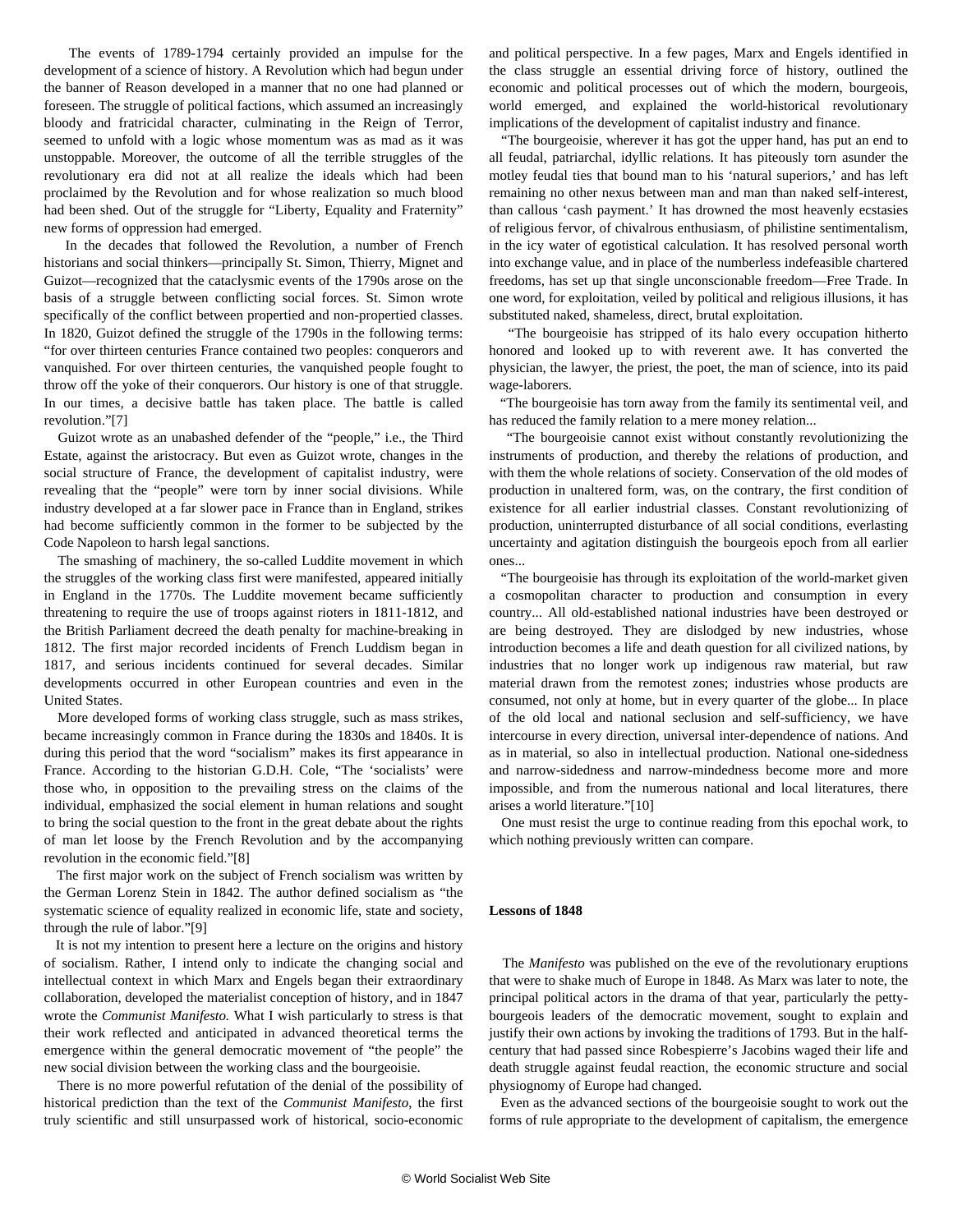The events of 1789-1794 certainly provided an impulse for the development of a science of history. A Revolution which had begun under the banner of Reason developed in a manner that no one had planned or foreseen. The struggle of political factions, which assumed an increasingly bloody and fratricidal character, culminating in the Reign of Terror, seemed to unfold with a logic whose momentum was as mad as it was unstoppable. Moreover, the outcome of all the terrible struggles of the revolutionary era did not at all realize the ideals which had been proclaimed by the Revolution and for whose realization so much blood had been shed. Out of the struggle for "Liberty, Equality and Fraternity" new forms of oppression had emerged.

In the decades that followed the Revolution, a number of French historians and social thinkers—principally St. Simon, Thierry, Mignet and Guizot—recognized that the cataclysmic events of the 1790s arose on the basis of a struggle between conflicting social forces. St. Simon wrote specifically of the conflict between propertied and non-propertied classes. In 1820, Guizot defined the struggle of the 1790s in the following terms: "for over thirteen centuries France contained two peoples: conquerors and vanquished. For over thirteen centuries, the vanquished people fought to throw off the yoke of their conquerors. Our history is one of that struggle. In our times, a decisive battle has taken place. The battle is called revolution."[7]

Guizot wrote as an unabashed defender of the "people," i.e., the Third Estate, against the aristocracy. But even as Guizot wrote, changes in the social structure of France, the development of capitalist industry, were revealing that the "people" were torn by inner social divisions. While industry developed at a far slower pace in France than in England, strikes had become sufficiently common in the former to be subjected by the Code Napoleon to harsh legal sanctions.

The smashing of machinery, the so-called Luddite movement in which the struggles of the working class first were manifested, appeared initially in England in the 1770s. The Luddite movement became sufficiently threatening to require the use of troops against rioters in 1811-1812, and the British Parliament decreed the death penalty for machine-breaking in 1812. The first major recorded incidents of French Luddism began in 1817, and serious incidents continued for several decades. Similar developments occurred in other European countries and even in the United States.

More developed forms of working class struggle, such as mass strikes, became increasingly common in France during the 1830s and 1840s. It is during this period that the word "socialism" makes its first appearance in France. According to the historian G.D.H. Cole, "The 'socialists' were those who, in opposition to the prevailing stress on the claims of the individual, emphasized the social element in human relations and sought to bring the social question to the front in the great debate about the rights of man let loose by the French Revolution and by the accompanying revolution in the economic field."[8]

The first major work on the subject of French socialism was written by the German Lorenz Stein in 1842. The author defined socialism as "the systematic science of equality realized in economic life, state and society, through the rule of labor."[9]

It is not my intention to present here a lecture on the origins and history of socialism. Rather, I intend only to indicate the changing social and intellectual context in which Marx and Engels began their extraordinary collaboration, developed the materialist conception of history, and in 1847 wrote the *Communist Manifesto.* What I wish particularly to stress is that their work reflected and anticipated in advanced theoretical terms the emergence within the general democratic movement of "the people" the new social division between the working class and the bourgeoisie.

There is no more powerful refutation of the denial of the possibility of historical prediction than the text of the *Communist Manifesto*, the first truly scientific and still unsurpassed work of historical, socio-economic and political perspective. In a few pages, Marx and Engels identified in the class struggle an essential driving force of history, outlined the economic and political processes out of which the modern, bourgeois, world emerged, and explained the world-historical revolutionary implications of the development of capitalist industry and finance.

"The bourgeoisie, wherever it has got the upper hand, has put an end to all feudal, patriarchal, idyllic relations. It has piteously torn asunder the motley feudal ties that bound man to his 'natural superiors,' and has left remaining no other nexus between man and man than naked self-interest, than callous 'cash payment.' It has drowned the most heavenly ecstasies of religious fervor, of chivalrous enthusiasm, of philistine sentimentalism, in the icy water of egotistical calculation. It has resolved personal worth into exchange value, and in place of the numberless indefeasible chartered freedoms, has set up that single unconscionable freedom—Free Trade. In one word, for exploitation, veiled by political and religious illusions, it has substituted naked, shameless, direct, brutal exploitation.

"The bourgeoisie has stripped of its halo every occupation hitherto honored and looked up to with reverent awe. It has converted the physician, the lawyer, the priest, the poet, the man of science, into its paid wage-laborers.

"The bourgeoisie has torn away from the family its sentimental veil, and has reduced the family relation to a mere money relation...

"The bourgeoisie cannot exist without constantly revolutionizing the instruments of production, and thereby the relations of production, and with them the whole relations of society. Conservation of the old modes of production in unaltered form, was, on the contrary, the first condition of existence for all earlier industrial classes. Constant revolutionizing of production, uninterrupted disturbance of all social conditions, everlasting uncertainty and agitation distinguish the bourgeois epoch from all earlier ones...

"The bourgeoisie has through its exploitation of the world-market given a cosmopolitan character to production and consumption in every country... All old-established national industries have been destroyed or are being destroyed. They are dislodged by new industries, whose introduction becomes a life and death question for all civilized nations, by industries that no longer work up indigenous raw material, but raw material drawn from the remotest zones; industries whose products are consumed, not only at home, but in every quarter of the globe... In place of the old local and national seclusion and self-sufficiency, we have intercourse in every direction, universal inter-dependence of nations. And as in material, so also in intellectual production. National one-sidedness and narrow-sidedness and narrow-mindedness become more and more impossible, and from the numerous national and local literatures, there arises a world literature."[10]

One must resist the urge to continue reading from this epochal work, to which nothing previously written can compare.

**Lessons of 1848**

The *Manifesto* was published on the eve of the revolutionary eruptions that were to shake much of Europe in 1848. As Marx was later to note, the principal political actors in the drama of that year, particularly the petty-bourgeois leaders of the democratic movement, sought to explain and justify their own actions by invoking the traditions of 1793. But in the half-century that had passed since Robespierre's Jacobins waged their life and death struggle against feudal reaction, the economic structure and social physiognomy of Europe had changed.

Even as the advanced sections of the bourgeoisie sought to work out the forms of rule appropriate to the development of capitalism, the emergence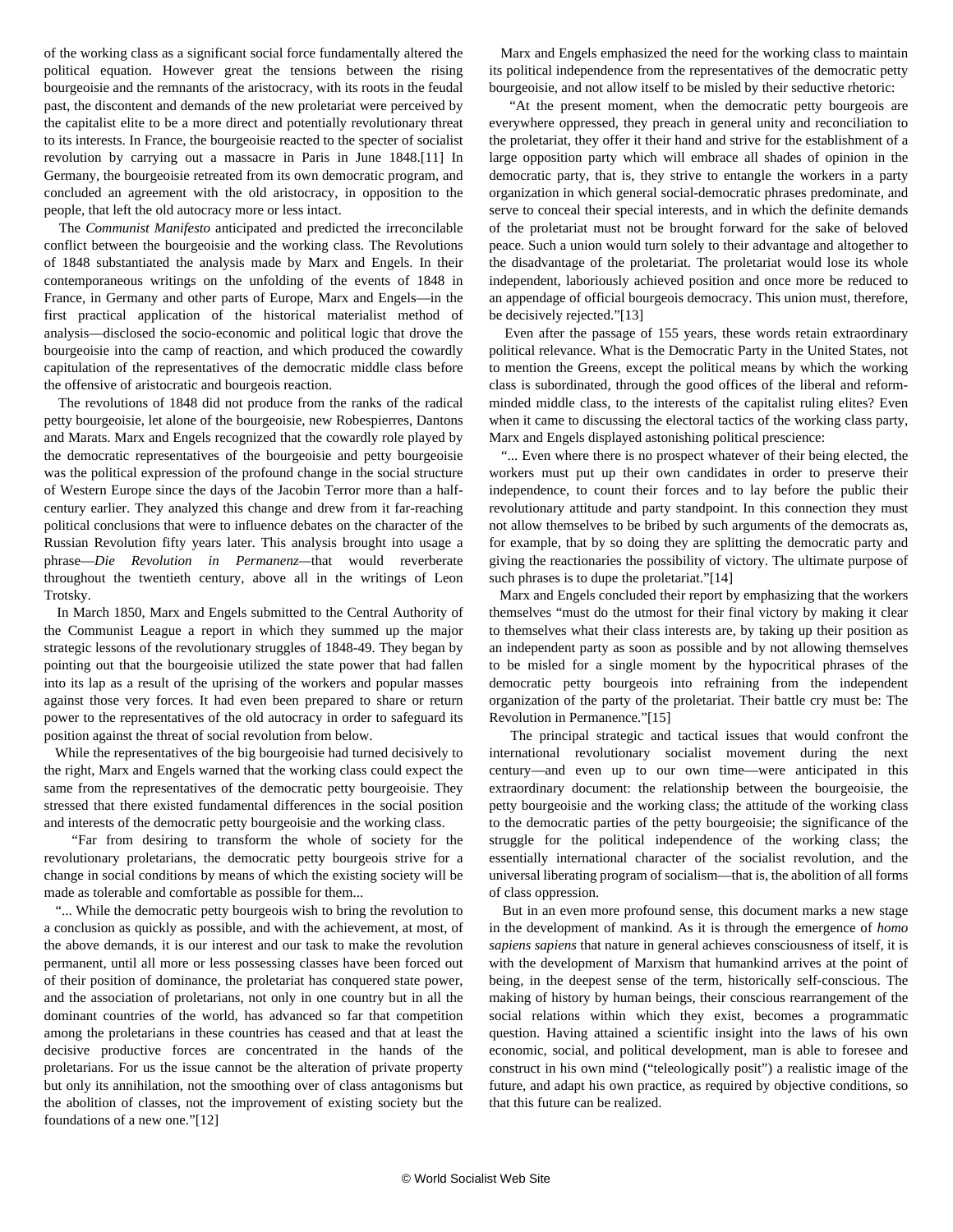of the working class as a significant social force fundamentally altered the political equation. However great the tensions between the rising bourgeoisie and the remnants of the aristocracy, with its roots in the feudal past, the discontent and demands of the new proletariat were perceived by the capitalist elite to be a more direct and potentially revolutionary threat to its interests. In France, the bourgeoisie reacted to the specter of socialist revolution by carrying out a massacre in Paris in June 1848.[11] In Germany, the bourgeoisie retreated from its own democratic program, and concluded an agreement with the old aristocracy, in opposition to the people, that left the old autocracy more or less intact.

The *Communist Manifesto* anticipated and predicted the irreconcilable conflict between the bourgeoisie and the working class. The Revolutions of 1848 substantiated the analysis made by Marx and Engels. In their contemporaneous writings on the unfolding of the events of 1848 in France, in Germany and other parts of Europe, Marx and Engels—in the first practical application of the historical materialist method of analysis—disclosed the socio-economic and political logic that drove the bourgeoisie into the camp of reaction, and which produced the cowardly capitulation of the representatives of the democratic middle class before the offensive of aristocratic and bourgeois reaction.

The revolutions of 1848 did not produce from the ranks of the radical petty bourgeoisie, let alone of the bourgeoisie, new Robespierres, Dantons and Marats. Marx and Engels recognized that the cowardly role played by the democratic representatives of the bourgeoisie and petty bourgeoisie was the political expression of the profound change in the social structure of Western Europe since the days of the Jacobin Terror more than a half-century earlier. They analyzed this change and drew from it far-reaching political conclusions that were to influence debates on the character of the Russian Revolution fifty years later. This analysis brought into usage a phrase—*Die Revolution in Permanenz*—that would reverberate throughout the twentieth century, above all in the writings of Leon Trotsky.

In March 1850, Marx and Engels submitted to the Central Authority of the Communist League a report in which they summed up the major strategic lessons of the revolutionary struggles of 1848-49. They began by pointing out that the bourgeoisie utilized the state power that had fallen into its lap as a result of the uprising of the workers and popular masses against those very forces. It had even been prepared to share or return power to the representatives of the old autocracy in order to safeguard its position against the threat of social revolution from below.

While the representatives of the big bourgeoisie had turned decisively to the right, Marx and Engels warned that the working class could expect the same from the representatives of the democratic petty bourgeoisie. They stressed that there existed fundamental differences in the social position and interests of the democratic petty bourgeoisie and the working class.

"Far from desiring to transform the whole of society for the revolutionary proletarians, the democratic petty bourgeois strive for a change in social conditions by means of which the existing society will be made as tolerable and comfortable as possible for them...

"... While the democratic petty bourgeois wish to bring the revolution to a conclusion as quickly as possible, and with the achievement, at most, of the above demands, it is our interest and our task to make the revolution permanent, until all more or less possessing classes have been forced out of their position of dominance, the proletariat has conquered state power, and the association of proletarians, not only in one country but in all the dominant countries of the world, has advanced so far that competition among the proletarians in these countries has ceased and that at least the decisive productive forces are concentrated in the hands of the proletarians. For us the issue cannot be the alteration of private property but only its annihilation, not the smoothing over of class antagonisms but the abolition of classes, not the improvement of existing society but the foundations of a new one."[12]

Marx and Engels emphasized the need for the working class to maintain its political independence from the representatives of the democratic petty bourgeoisie, and not allow itself to be misled by their seductive rhetoric:

"At the present moment, when the democratic petty bourgeois are everywhere oppressed, they preach in general unity and reconciliation to the proletariat, they offer it their hand and strive for the establishment of a large opposition party which will embrace all shades of opinion in the democratic party, that is, they strive to entangle the workers in a party organization in which general social-democratic phrases predominate, and serve to conceal their special interests, and in which the definite demands of the proletariat must not be brought forward for the sake of beloved peace. Such a union would turn solely to their advantage and altogether to the disadvantage of the proletariat. The proletariat would lose its whole independent, laboriously achieved position and once more be reduced to an appendage of official bourgeois democracy. This union must, therefore, be decisively rejected."[13]

Even after the passage of 155 years, these words retain extraordinary political relevance. What is the Democratic Party in the United States, not to mention the Greens, except the political means by which the working class is subordinated, through the good offices of the liberal and reform-minded middle class, to the interests of the capitalist ruling elites? Even when it came to discussing the electoral tactics of the working class party, Marx and Engels displayed astonishing political prescience:

"... Even where there is no prospect whatever of their being elected, the workers must put up their own candidates in order to preserve their independence, to count their forces and to lay before the public their revolutionary attitude and party standpoint. In this connection they must not allow themselves to be bribed by such arguments of the democrats as, for example, that by so doing they are splitting the democratic party and giving the reactionaries the possibility of victory. The ultimate purpose of such phrases is to dupe the proletariat."[14]

Marx and Engels concluded their report by emphasizing that the workers themselves "must do the utmost for their final victory by making it clear to themselves what their class interests are, by taking up their position as an independent party as soon as possible and by not allowing themselves to be misled for a single moment by the hypocritical phrases of the democratic petty bourgeois into refraining from the independent organization of the party of the proletariat. Their battle cry must be: The Revolution in Permanence."[15]

The principal strategic and tactical issues that would confront the international revolutionary socialist movement during the next century—and even up to our own time—were anticipated in this extraordinary document: the relationship between the bourgeoisie, the petty bourgeoisie and the working class; the attitude of the working class to the democratic parties of the petty bourgeoisie; the significance of the struggle for the political independence of the working class; the essentially international character of the socialist revolution, and the universal liberating program of socialism—that is, the abolition of all forms of class oppression.

But in an even more profound sense, this document marks a new stage in the development of mankind. As it is through the emergence of *homo sapiens sapiens* that nature in general achieves consciousness of itself, it is with the development of Marxism that humankind arrives at the point of being, in the deepest sense of the term, historically self-conscious. The making of history by human beings, their conscious rearrangement of the social relations within which they exist, becomes a programmatic question. Having attained a scientific insight into the laws of his own economic, social, and political development, man is able to foresee and construct in his own mind ("teleologically posit") a realistic image of the future, and adapt his own practice, as required by objective conditions, so that this future can be realized.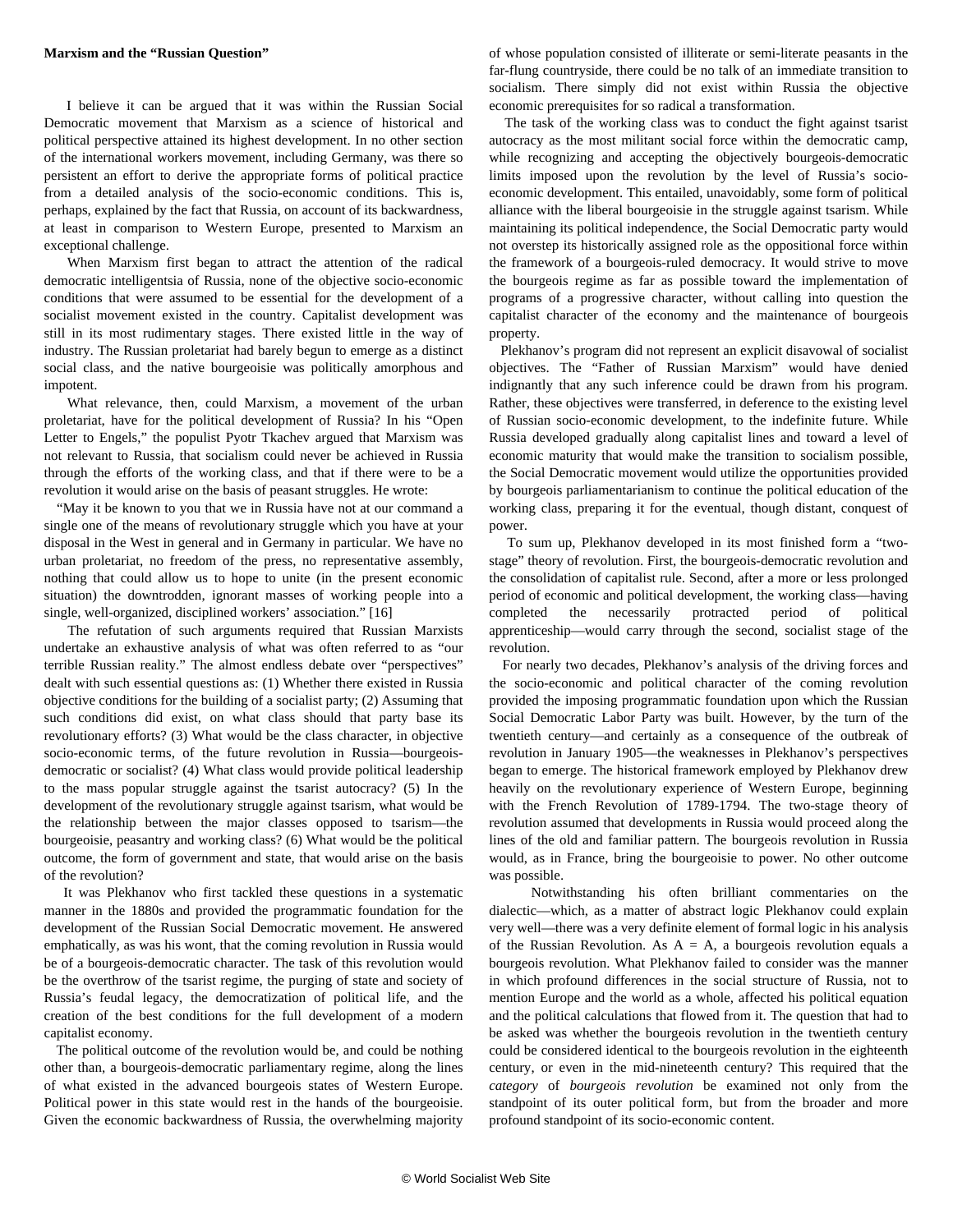**Marxism and the "Russian Question"**

I believe it can be argued that it was within the Russian Social Democratic movement that Marxism as a science of historical and political perspective attained its highest development. In no other section of the international workers movement, including Germany, was there so persistent an effort to derive the appropriate forms of political practice from a detailed analysis of the socio-economic conditions. This is, perhaps, explained by the fact that Russia, on account of its backwardness, at least in comparison to Western Europe, presented to Marxism an exceptional challenge.

When Marxism first began to attract the attention of the radical democratic intelligentsia of Russia, none of the objective socio-economic conditions that were assumed to be essential for the development of a socialist movement existed in the country. Capitalist development was still in its most rudimentary stages. There existed little in the way of industry. The Russian proletariat had barely begun to emerge as a distinct social class, and the native bourgeoisie was politically amorphous and impotent.

What relevance, then, could Marxism, a movement of the urban proletariat, have for the political development of Russia? In his "Open Letter to Engels," the populist Pyotr Tkachev argued that Marxism was not relevant to Russia, that socialism could never be achieved in Russia through the efforts of the working class, and that if there were to be a revolution it would arise on the basis of peasant struggles. He wrote:

"May it be known to you that we in Russia have not at our command a single one of the means of revolutionary struggle which you have at your disposal in the West in general and in Germany in particular. We have no urban proletariat, no freedom of the press, no representative assembly, nothing that could allow us to hope to unite (in the present economic situation) the downtrodden, ignorant masses of working people into a single, well-organized, disciplined workers' association." [16]

The refutation of such arguments required that Russian Marxists undertake an exhaustive analysis of what was often referred to as "our terrible Russian reality." The almost endless debate over "perspectives" dealt with such essential questions as: (1) Whether there existed in Russia objective conditions for the building of a socialist party; (2) Assuming that such conditions did exist, on what class should that party base its revolutionary efforts? (3) What would be the class character, in objective socio-economic terms, of the future revolution in Russia—bourgeois-democratic or socialist? (4) What class would provide political leadership to the mass popular struggle against the tsarist autocracy? (5) In the development of the revolutionary struggle against tsarism, what would be the relationship between the major classes opposed to tsarism—the bourgeoisie, peasantry and working class? (6) What would be the political outcome, the form of government and state, that would arise on the basis of the revolution?

It was Plekhanov who first tackled these questions in a systematic manner in the 1880s and provided the programmatic foundation for the development of the Russian Social Democratic movement. He answered emphatically, as was his wont, that the coming revolution in Russia would be of a bourgeois-democratic character. The task of this revolution would be the overthrow of the tsarist regime, the purging of state and society of Russia's feudal legacy, the democratization of political life, and the creation of the best conditions for the full development of a modern capitalist economy.

The political outcome of the revolution would be, and could be nothing other than, a bourgeois-democratic parliamentary regime, along the lines of what existed in the advanced bourgeois states of Western Europe. Political power in this state would rest in the hands of the bourgeoisie. Given the economic backwardness of Russia, the overwhelming majority of whose population consisted of illiterate or semi-literate peasants in the far-flung countryside, there could be no talk of an immediate transition to socialism. There simply did not exist within Russia the objective economic prerequisites for so radical a transformation.

The task of the working class was to conduct the fight against tsarist autocracy as the most militant social force within the democratic camp, while recognizing and accepting the objectively bourgeois-democratic limits imposed upon the revolution by the level of Russia's socio-economic development. This entailed, unavoidably, some form of political alliance with the liberal bourgeoisie in the struggle against tsarism. While maintaining its political independence, the Social Democratic party would not overstep its historically assigned role as the oppositional force within the framework of a bourgeois-ruled democracy. It would strive to move the bourgeois regime as far as possible toward the implementation of programs of a progressive character, without calling into question the capitalist character of the economy and the maintenance of bourgeois property.

Plekhanov's program did not represent an explicit disavowal of socialist objectives. The "Father of Russian Marxism" would have denied indignantly that any such inference could be drawn from his program. Rather, these objectives were transferred, in deference to the existing level of Russian socio-economic development, to the indefinite future. While Russia developed gradually along capitalist lines and toward a level of economic maturity that would make the transition to socialism possible, the Social Democratic movement would utilize the opportunities provided by bourgeois parliamentarianism to continue the political education of the working class, preparing it for the eventual, though distant, conquest of power.

To sum up, Plekhanov developed in its most finished form a "two-stage" theory of revolution. First, the bourgeois-democratic revolution and the consolidation of capitalist rule. Second, after a more or less prolonged period of economic and political development, the working class—having completed the necessarily protracted period of political apprenticeship—would carry through the second, socialist stage of the revolution.

For nearly two decades, Plekhanov's analysis of the driving forces and the socio-economic and political character of the coming revolution provided the imposing programmatic foundation upon which the Russian Social Democratic Labor Party was built. However, by the turn of the twentieth century—and certainly as a consequence of the outbreak of revolution in January 1905—the weaknesses in Plekhanov's perspectives began to emerge. The historical framework employed by Plekhanov drew heavily on the revolutionary experience of Western Europe, beginning with the French Revolution of 1789-1794. The two-stage theory of revolution assumed that developments in Russia would proceed along the lines of the old and familiar pattern. The bourgeois revolution in Russia would, as in France, bring the bourgeoisie to power. No other outcome was possible.

Notwithstanding his often brilliant commentaries on the dialectic—which, as a matter of abstract logic Plekhanov could explain very well—there was a very definite element of formal logic in his analysis of the Russian Revolution. As A = A, a bourgeois revolution equals a bourgeois revolution. What Plekhanov failed to consider was the manner in which profound differences in the social structure of Russia, not to mention Europe and the world as a whole, affected his political equation and the political calculations that flowed from it. The question that had to be asked was whether the bourgeois revolution in the twentieth century could be considered identical to the bourgeois revolution in the eighteenth century, or even in the mid-nineteenth century? This required that the *category* of *bourgeois revolution* be examined not only from the standpoint of its outer political form, but from the broader and more profound standpoint of its socio-economic content.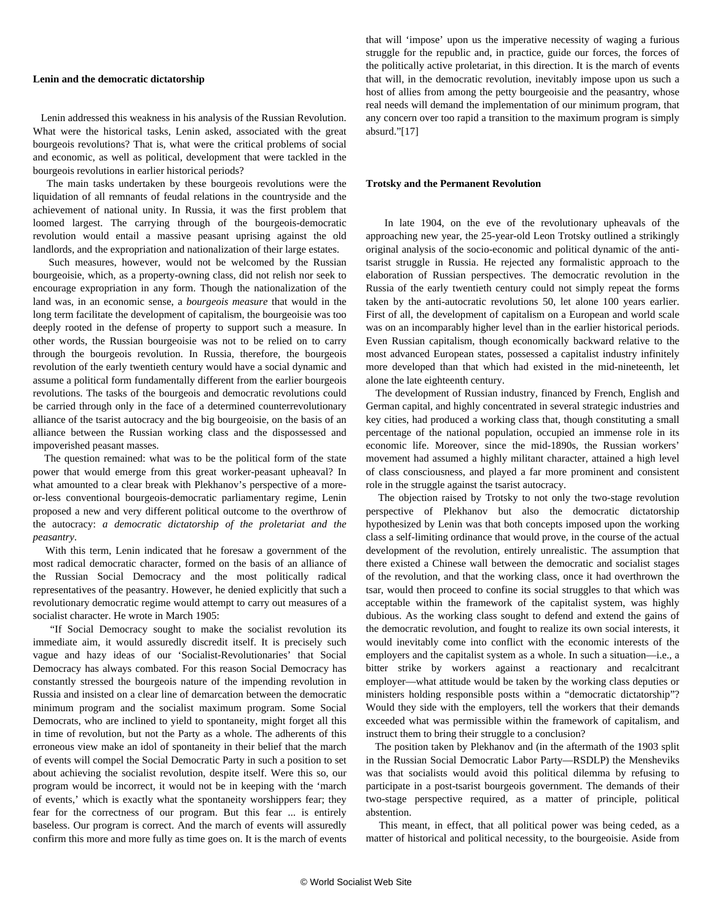**Lenin and the democratic dictatorship**

Lenin addressed this weakness in his analysis of the Russian Revolution. What were the historical tasks, Lenin asked, associated with the great bourgeois revolutions? That is, what were the critical problems of social and economic, as well as political, development that were tackled in the bourgeois revolutions in earlier historical periods?

The main tasks undertaken by these bourgeois revolutions were the liquidation of all remnants of feudal relations in the countryside and the achievement of national unity. In Russia, it was the first problem that loomed largest. The carrying through of the bourgeois-democratic revolution would entail a massive peasant uprising against the old landlords, and the expropriation and nationalization of their large estates.

Such measures, however, would not be welcomed by the Russian bourgeoisie, which, as a property-owning class, did not relish nor seek to encourage expropriation in any form. Though the nationalization of the land was, in an economic sense, a *bourgeois measure* that would in the long term facilitate the development of capitalism, the bourgeoisie was too deeply rooted in the defense of property to support such a measure. In other words, the Russian bourgeoisie was not to be relied on to carry through the bourgeois revolution. In Russia, therefore, the bourgeois revolution of the early twentieth century would have a social dynamic and assume a political form fundamentally different from the earlier bourgeois revolutions. The tasks of the bourgeois and democratic revolutions could be carried through only in the face of a determined counterrevolutionary alliance of the tsarist autocracy and the big bourgeoisie, on the basis of an alliance between the Russian working class and the dispossessed and impoverished peasant masses.

The question remained: what was to be the political form of the state power that would emerge from this great worker-peasant upheaval? In what amounted to a clear break with Plekhanov's perspective of a more-or-less conventional bourgeois-democratic parliamentary regime, Lenin proposed a new and very different political outcome to the overthrow of the autocracy: *a democratic dictatorship of the proletariat and the peasantry*.

With this term, Lenin indicated that he foresaw a government of the most radical democratic character, formed on the basis of an alliance of the Russian Social Democracy and the most politically radical representatives of the peasantry. However, he denied explicitly that such a revolutionary democratic regime would attempt to carry out measures of a socialist character. He wrote in March 1905:

"If Social Democracy sought to make the socialist revolution its immediate aim, it would assuredly discredit itself. It is precisely such vague and hazy ideas of our 'Socialist-Revolutionaries' that Social Democracy has always combated. For this reason Social Democracy has constantly stressed the bourgeois nature of the impending revolution in Russia and insisted on a clear line of demarcation between the democratic minimum program and the socialist maximum program. Some Social Democrats, who are inclined to yield to spontaneity, might forget all this in time of revolution, but not the Party as a whole. The adherents of this erroneous view make an idol of spontaneity in their belief that the march of events will compel the Social Democratic Party in such a position to set about achieving the socialist revolution, despite itself. Were this so, our program would be incorrect, it would not be in keeping with the 'march of events,' which is exactly what the spontaneity worshippers fear; they fear for the correctness of our program. But this fear ... is entirely baseless. Our program is correct. And the march of events will assuredly confirm this more and more fully as time goes on. It is the march of events that will 'impose' upon us the imperative necessity of waging a furious struggle for the republic and, in practice, guide our forces, the forces of the politically active proletariat, in this direction. It is the march of events that will, in the democratic revolution, inevitably impose upon us such a host of allies from among the petty bourgeoisie and the peasantry, whose real needs will demand the implementation of our minimum program, that any concern over too rapid a transition to the maximum program is simply absurd."[17]

**Trotsky and the Permanent Revolution**

In late 1904, on the eve of the revolutionary upheavals of the approaching new year, the 25-year-old Leon Trotsky outlined a strikingly original analysis of the socio-economic and political dynamic of the anti-tsarist struggle in Russia. He rejected any formalistic approach to the elaboration of Russian perspectives. The democratic revolution in the Russia of the early twentieth century could not simply repeat the forms taken by the anti-autocratic revolutions 50, let alone 100 years earlier. First of all, the development of capitalism on a European and world scale was on an incomparably higher level than in the earlier historical periods. Even Russian capitalism, though economically backward relative to the most advanced European states, possessed a capitalist industry infinitely more developed than that which had existed in the mid-nineteenth, let alone the late eighteenth century.

The development of Russian industry, financed by French, English and German capital, and highly concentrated in several strategic industries and key cities, had produced a working class that, though constituting a small percentage of the national population, occupied an immense role in its economic life. Moreover, since the mid-1890s, the Russian workers' movement had assumed a highly militant character, attained a high level of class consciousness, and played a far more prominent and consistent role in the struggle against the tsarist autocracy.

The objection raised by Trotsky to not only the two-stage revolution perspective of Plekhanov but also the democratic dictatorship hypothesized by Lenin was that both concepts imposed upon the working class a self-limiting ordinance that would prove, in the course of the actual development of the revolution, entirely unrealistic. The assumption that there existed a Chinese wall between the democratic and socialist stages of the revolution, and that the working class, once it had overthrown the tsar, would then proceed to confine its social struggles to that which was acceptable within the framework of the capitalist system, was highly dubious. As the working class sought to defend and extend the gains of the democratic revolution, and fought to realize its own social interests, it would inevitably come into conflict with the economic interests of the employers and the capitalist system as a whole. In such a situation—i.e., a bitter strike by workers against a reactionary and recalcitrant employer—what attitude would be taken by the working class deputies or ministers holding responsible posts within a "democratic dictatorship"? Would they side with the employers, tell the workers that their demands exceeded what was permissible within the framework of capitalism, and instruct them to bring their struggle to a conclusion?

The position taken by Plekhanov and (in the aftermath of the 1903 split in the Russian Social Democratic Labor Party—RSDLP) the Mensheviks was that socialists would avoid this political dilemma by refusing to participate in a post-tsarist bourgeois government. The demands of their two-stage perspective required, as a matter of principle, political abstention.

This meant, in effect, that all political power was being ceded, as a matter of historical and political necessity, to the bourgeoisie. Aside from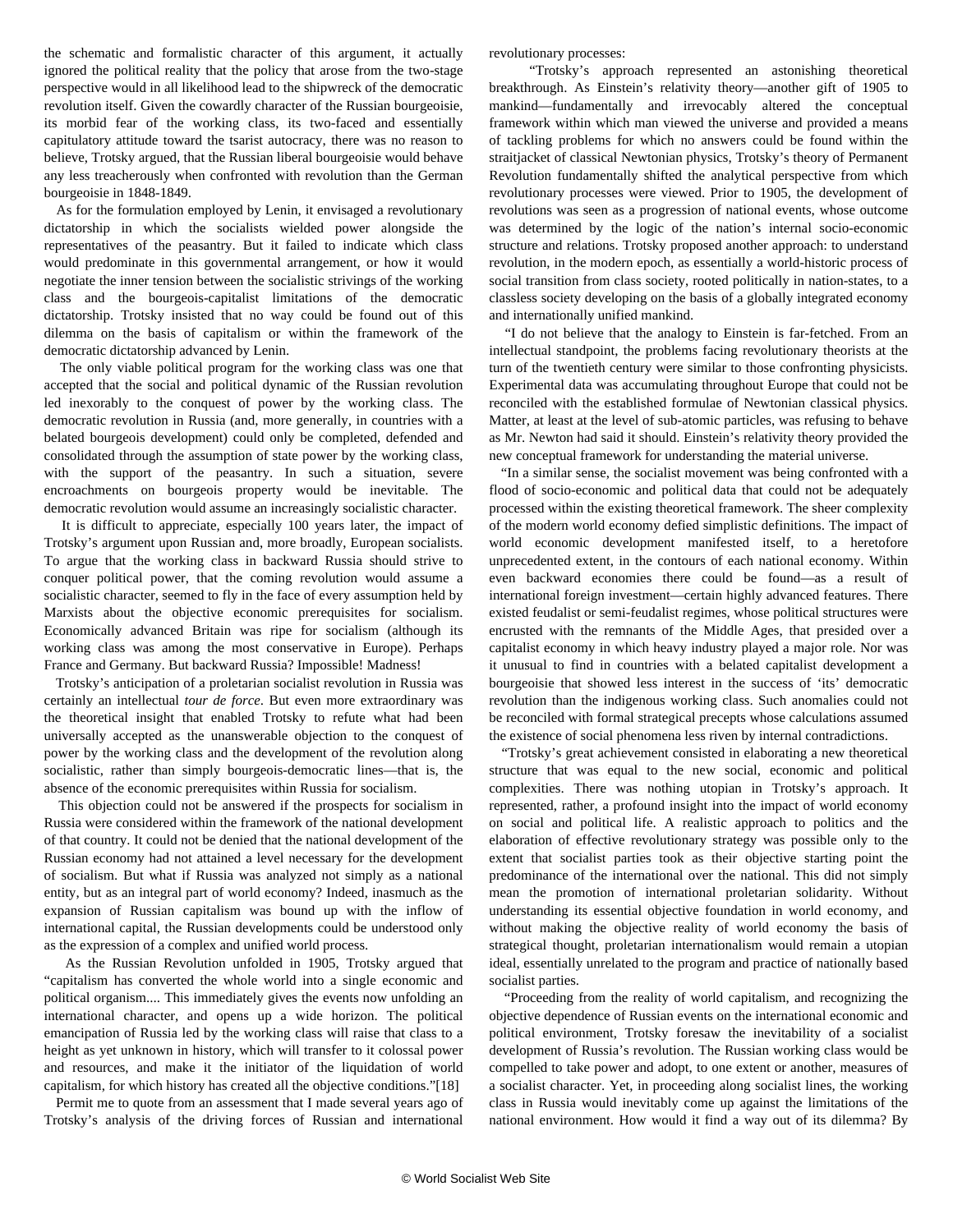the schematic and formalistic character of this argument, it actually ignored the political reality that the policy that arose from the two-stage perspective would in all likelihood lead to the shipwreck of the democratic revolution itself. Given the cowardly character of the Russian bourgeoisie, its morbid fear of the working class, its two-faced and essentially capitulatory attitude toward the tsarist autocracy, there was no reason to believe, Trotsky argued, that the Russian liberal bourgeoisie would behave any less treacherously when confronted with revolution than the German bourgeoisie in 1848-1849.

As for the formulation employed by Lenin, it envisaged a revolutionary dictatorship in which the socialists wielded power alongside the representatives of the peasantry. But it failed to indicate which class would predominate in this governmental arrangement, or how it would negotiate the inner tension between the socialistic strivings of the working class and the bourgeois-capitalist limitations of the democratic dictatorship. Trotsky insisted that no way could be found out of this dilemma on the basis of capitalism or within the framework of the democratic dictatorship advanced by Lenin.

The only viable political program for the working class was one that accepted that the social and political dynamic of the Russian revolution led inexorably to the conquest of power by the working class. The democratic revolution in Russia (and, more generally, in countries with a belated bourgeois development) could only be completed, defended and consolidated through the assumption of state power by the working class, with the support of the peasantry. In such a situation, severe encroachments on bourgeois property would be inevitable. The democratic revolution would assume an increasingly socialistic character.

It is difficult to appreciate, especially 100 years later, the impact of Trotsky's argument upon Russian and, more broadly, European socialists. To argue that the working class in backward Russia should strive to conquer political power, that the coming revolution would assume a socialistic character, seemed to fly in the face of every assumption held by Marxists about the objective economic prerequisites for socialism. Economically advanced Britain was ripe for socialism (although its working class was among the most conservative in Europe). Perhaps France and Germany. But backward Russia? Impossible! Madness!

Trotsky's anticipation of a proletarian socialist revolution in Russia was certainly an intellectual *tour de force*. But even more extraordinary was the theoretical insight that enabled Trotsky to refute what had been universally accepted as the unanswerable objection to the conquest of power by the working class and the development of the revolution along socialistic, rather than simply bourgeois-democratic lines—that is, the absence of the economic prerequisites within Russia for socialism.

This objection could not be answered if the prospects for socialism in Russia were considered within the framework of the national development of that country. It could not be denied that the national development of the Russian economy had not attained a level necessary for the development of socialism. But what if Russia was analyzed not simply as a national entity, but as an integral part of world economy? Indeed, inasmuch as the expansion of Russian capitalism was bound up with the inflow of international capital, the Russian developments could be understood only as the expression of a complex and unified world process.

As the Russian Revolution unfolded in 1905, Trotsky argued that "capitalism has converted the whole world into a single economic and political organism.... This immediately gives the events now unfolding an international character, and opens up a wide horizon. The political emancipation of Russia led by the working class will raise that class to a height as yet unknown in history, which will transfer to it colossal power and resources, and make it the initiator of the liquidation of world capitalism, for which history has created all the objective conditions."[18]

Permit me to quote from an assessment that I made several years ago of Trotsky's analysis of the driving forces of Russian and international revolutionary processes:

"Trotsky's approach represented an astonishing theoretical breakthrough. As Einstein's relativity theory—another gift of 1905 to mankind—fundamentally and irrevocably altered the conceptual framework within which man viewed the universe and provided a means of tackling problems for which no answers could be found within the straitjacket of classical Newtonian physics, Trotsky's theory of Permanent Revolution fundamentally shifted the analytical perspective from which revolutionary processes were viewed. Prior to 1905, the development of revolutions was seen as a progression of national events, whose outcome was determined by the logic of the nation's internal socio-economic structure and relations. Trotsky proposed another approach: to understand revolution, in the modern epoch, as essentially a world-historic process of social transition from class society, rooted politically in nation-states, to a classless society developing on the basis of a globally integrated economy and internationally unified mankind.

"I do not believe that the analogy to Einstein is far-fetched. From an intellectual standpoint, the problems facing revolutionary theorists at the turn of the twentieth century were similar to those confronting physicists. Experimental data was accumulating throughout Europe that could not be reconciled with the established formulae of Newtonian classical physics. Matter, at least at the level of sub-atomic particles, was refusing to behave as Mr. Newton had said it should. Einstein's relativity theory provided the new conceptual framework for understanding the material universe.

"In a similar sense, the socialist movement was being confronted with a flood of socio-economic and political data that could not be adequately processed within the existing theoretical framework. The sheer complexity of the modern world economy defied simplistic definitions. The impact of world economic development manifested itself, to a heretofore unprecedented extent, in the contours of each national economy. Within even backward economies there could be found—as a result of international foreign investment—certain highly advanced features. There existed feudalist or semi-feudalist regimes, whose political structures were encrusted with the remnants of the Middle Ages, that presided over a capitalist economy in which heavy industry played a major role. Nor was it unusual to find in countries with a belated capitalist development a bourgeoisie that showed less interest in the success of 'its' democratic revolution than the indigenous working class. Such anomalies could not be reconciled with formal strategical precepts whose calculations assumed the existence of social phenomena less riven by internal contradictions.

"Trotsky's great achievement consisted in elaborating a new theoretical structure that was equal to the new social, economic and political complexities. There was nothing utopian in Trotsky's approach. It represented, rather, a profound insight into the impact of world economy on social and political life. A realistic approach to politics and the elaboration of effective revolutionary strategy was possible only to the extent that socialist parties took as their objective starting point the predominance of the international over the national. This did not simply mean the promotion of international proletarian solidarity. Without understanding its essential objective foundation in world economy, and without making the objective reality of world economy the basis of strategical thought, proletarian internationalism would remain a utopian ideal, essentially unrelated to the program and practice of nationally based socialist parties.

"Proceeding from the reality of world capitalism, and recognizing the objective dependence of Russian events on the international economic and political environment, Trotsky foresaw the inevitability of a socialist development of Russia's revolution. The Russian working class would be compelled to take power and adopt, to one extent or another, measures of a socialist character. Yet, in proceeding along socialist lines, the working class in Russia would inevitably come up against the limitations of the national environment. How would it find a way out of its dilemma? By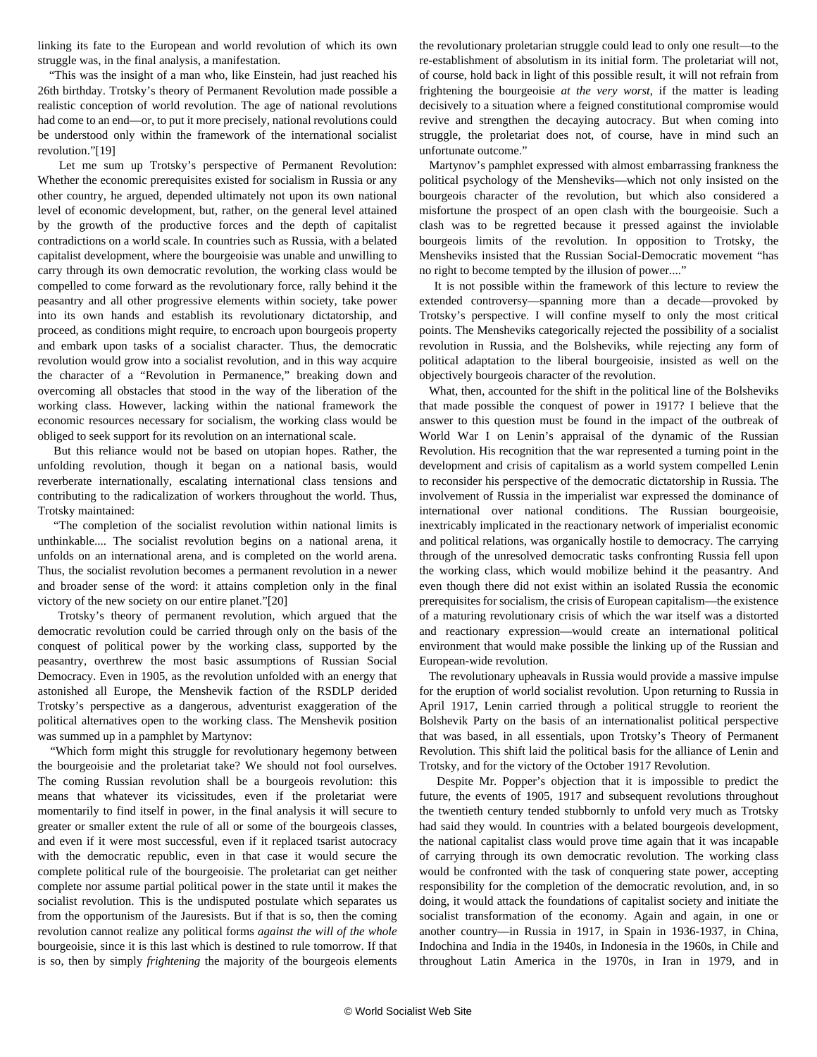linking its fate to the European and world revolution of which its own struggle was, in the final analysis, a manifestation.

"This was the insight of a man who, like Einstein, had just reached his 26th birthday. Trotsky's theory of Permanent Revolution made possible a realistic conception of world revolution. The age of national revolutions had come to an end—or, to put it more precisely, national revolutions could be understood only within the framework of the international socialist revolution."[19]

Let me sum up Trotsky's perspective of Permanent Revolution: Whether the economic prerequisites existed for socialism in Russia or any other country, he argued, depended ultimately not upon its own national level of economic development, but, rather, on the general level attained by the growth of the productive forces and the depth of capitalist contradictions on a world scale. In countries such as Russia, with a belated capitalist development, where the bourgeoisie was unable and unwilling to carry through its own democratic revolution, the working class would be compelled to come forward as the revolutionary force, rally behind it the peasantry and all other progressive elements within society, take power into its own hands and establish its revolutionary dictatorship, and proceed, as conditions might require, to encroach upon bourgeois property and embark upon tasks of a socialist character. Thus, the democratic revolution would grow into a socialist revolution, and in this way acquire the character of a "Revolution in Permanence," breaking down and overcoming all obstacles that stood in the way of the liberation of the working class. However, lacking within the national framework the economic resources necessary for socialism, the working class would be obliged to seek support for its revolution on an international scale.

But this reliance would not be based on utopian hopes. Rather, the unfolding revolution, though it began on a national basis, would reverberate internationally, escalating international class tensions and contributing to the radicalization of workers throughout the world. Thus, Trotsky maintained:

"The completion of the socialist revolution within national limits is unthinkable.... The socialist revolution begins on a national arena, it unfolds on an international arena, and is completed on the world arena. Thus, the socialist revolution becomes a permanent revolution in a newer and broader sense of the word: it attains completion only in the final victory of the new society on our entire planet."[20]

Trotsky's theory of permanent revolution, which argued that the democratic revolution could be carried through only on the basis of the conquest of political power by the working class, supported by the peasantry, overthrew the most basic assumptions of Russian Social Democracy. Even in 1905, as the revolution unfolded with an energy that astonished all Europe, the Menshevik faction of the RSDLP derided Trotsky's perspective as a dangerous, adventurist exaggeration of the political alternatives open to the working class. The Menshevik position was summed up in a pamphlet by Martynov:

"Which form might this struggle for revolutionary hegemony between the bourgeoisie and the proletariat take? We should not fool ourselves. The coming Russian revolution shall be a bourgeois revolution: this means that whatever its vicissitudes, even if the proletariat were momentarily to find itself in power, in the final analysis it will secure to greater or smaller extent the rule of all or some of the bourgeois classes, and even if it were most successful, even if it replaced tsarist autocracy with the democratic republic, even in that case it would secure the complete political rule of the bourgeoisie. The proletariat can get neither complete nor assume partial political power in the state until it makes the socialist revolution. This is the undisputed postulate which separates us from the opportunism of the Jauresists. But if that is so, then the coming revolution cannot realize any political forms *against the will of the whole* bourgeoisie, since it is this last which is destined to rule tomorrow. If that is so, then by simply *frightening* the majority of the bourgeois elements the revolutionary proletarian struggle could lead to only one result—to the re-establishment of absolutism in its initial form. The proletariat will not, of course, hold back in light of this possible result, it will not refrain from frightening the bourgeoisie *at the very worst*, if the matter is leading decisively to a situation where a feigned constitutional compromise would revive and strengthen the decaying autocracy. But when coming into struggle, the proletariat does not, of course, have in mind such an unfortunate outcome."

Martynov's pamphlet expressed with almost embarrassing frankness the political psychology of the Mensheviks—which not only insisted on the bourgeois character of the revolution, but which also considered a misfortune the prospect of an open clash with the bourgeoisie. Such a clash was to be regretted because it pressed against the inviolable bourgeois limits of the revolution. In opposition to Trotsky, the Mensheviks insisted that the Russian Social-Democratic movement "has no right to become tempted by the illusion of power...."

It is not possible within the framework of this lecture to review the extended controversy—spanning more than a decade—provoked by Trotsky's perspective. I will confine myself to only the most critical points. The Mensheviks categorically rejected the possibility of a socialist revolution in Russia, and the Bolsheviks, while rejecting any form of political adaptation to the liberal bourgeoisie, insisted as well on the objectively bourgeois character of the revolution.

What, then, accounted for the shift in the political line of the Bolsheviks that made possible the conquest of power in 1917? I believe that the answer to this question must be found in the impact of the outbreak of World War I on Lenin's appraisal of the dynamic of the Russian Revolution. His recognition that the war represented a turning point in the development and crisis of capitalism as a world system compelled Lenin to reconsider his perspective of the democratic dictatorship in Russia. The involvement of Russia in the imperialist war expressed the dominance of international over national conditions. The Russian bourgeoisie, inextricably implicated in the reactionary network of imperialist economic and political relations, was organically hostile to democracy. The carrying through of the unresolved democratic tasks confronting Russia fell upon the working class, which would mobilize behind it the peasantry. And even though there did not exist within an isolated Russia the economic prerequisites for socialism, the crisis of European capitalism—the existence of a maturing revolutionary crisis of which the war itself was a distorted and reactionary expression—would create an international political environment that would make possible the linking up of the Russian and European-wide revolution.

The revolutionary upheavals in Russia would provide a massive impulse for the eruption of world socialist revolution. Upon returning to Russia in April 1917, Lenin carried through a political struggle to reorient the Bolshevik Party on the basis of an internationalist political perspective that was based, in all essentials, upon Trotsky's Theory of Permanent Revolution. This shift laid the political basis for the alliance of Lenin and Trotsky, and for the victory of the October 1917 Revolution.

Despite Mr. Popper's objection that it is impossible to predict the future, the events of 1905, 1917 and subsequent revolutions throughout the twentieth century tended stubbornly to unfold very much as Trotsky had said they would. In countries with a belated bourgeois development, the national capitalist class would prove time again that it was incapable of carrying through its own democratic revolution. The working class would be confronted with the task of conquering state power, accepting responsibility for the completion of the democratic revolution, and, in so doing, it would attack the foundations of capitalist society and initiate the socialist transformation of the economy. Again and again, in one or another country—in Russia in 1917, in Spain in 1936-1937, in China, Indochina and India in the 1940s, in Indonesia in the 1960s, in Chile and throughout Latin America in the 1970s, in Iran in 1979, and in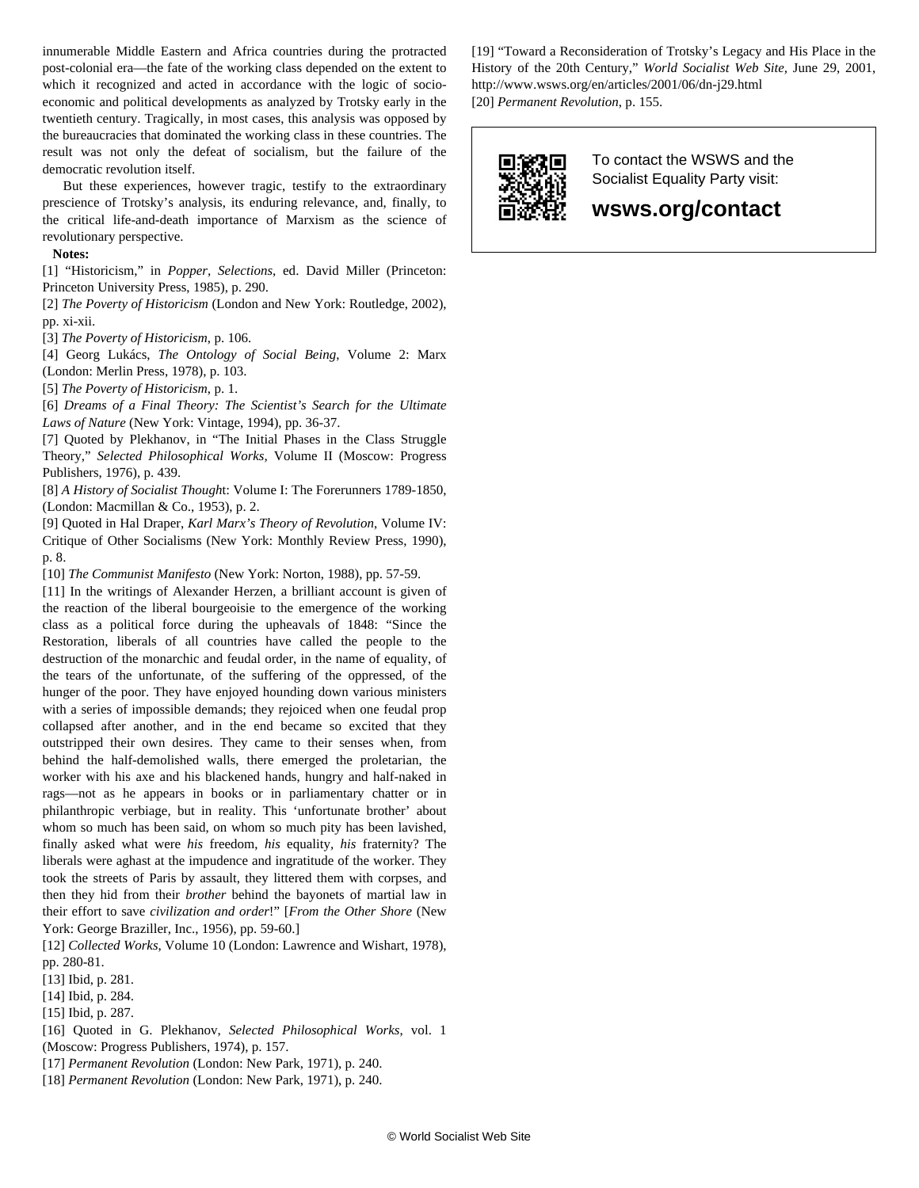innumerable Middle Eastern and Africa countries during the protracted post-colonial era—the fate of the working class depended on the extent to which it recognized and acted in accordance with the logic of socio-economic and political developments as analyzed by Trotsky early in the twentieth century. Tragically, in most cases, this analysis was opposed by the bureaucracies that dominated the working class in these countries. The result was not only the defeat of socialism, but the failure of the democratic revolution itself.

But these experiences, however tragic, testify to the extraordinary prescience of Trotsky's analysis, its enduring relevance, and, finally, to the critical life-and-death importance of Marxism as the science of revolutionary perspective.

**Notes:**

[1] "Historicism," in *Popper, Selections*, ed. David Miller (Princeton: Princeton University Press, 1985), p. 290.

[2] *The Poverty of Historicism* (London and New York: Routledge, 2002), pp. xi-xii.

[3] *The Poverty of Historicism*, p. 106.

[4] Georg Lukács, *The Ontology of Social Being*, Volume 2: Marx (London: Merlin Press, 1978), p. 103.

[5] *The Poverty of Historicism*, p. 1.

[6] *Dreams of a Final Theory: The Scientist's Search for the Ultimate Laws of Nature* (New York: Vintage, 1994), pp. 36-37.

[7] Quoted by Plekhanov, in "The Initial Phases in the Class Struggle Theory," *Selected Philosophical Works*, Volume II (Moscow: Progress Publishers, 1976), p. 439.

[8] *A History of Socialist Thought*: Volume I: The Forerunners 1789-1850, (London: Macmillan & Co., 1953), p. 2.

[9] Quoted in Hal Draper, *Karl Marx's Theory of Revolution*, Volume IV: Critique of Other Socialisms (New York: Monthly Review Press, 1990), p. 8.

[10] *The Communist Manifesto* (New York: Norton, 1988), pp. 57-59.

[11] In the writings of Alexander Herzen, a brilliant account is given of the reaction of the liberal bourgeoisie to the emergence of the working class as a political force during the upheavals of 1848: "Since the Restoration, liberals of all countries have called the people to the destruction of the monarchic and feudal order, in the name of equality, of the tears of the unfortunate, of the suffering of the oppressed, of the hunger of the poor. They have enjoyed hounding down various ministers with a series of impossible demands; they rejoiced when one feudal prop collapsed after another, and in the end became so excited that they outstripped their own desires. They came to their senses when, from behind the half-demolished walls, there emerged the proletarian, the worker with his axe and his blackened hands, hungry and half-naked in rags—not as he appears in books or in parliamentary chatter or in philanthropic verbiage, but in reality. This 'unfortunate brother' about whom so much has been said, on whom so much pity has been lavished, finally asked what were *his* freedom, *his* equality, *his* fraternity? The liberals were aghast at the impudence and ingratitude of the worker. They took the streets of Paris by assault, they littered them with corpses, and then they hid from their *brother* behind the bayonets of martial law in their effort to save *civilization and order*!" [*From the Other Shore* (New York: George Braziller, Inc., 1956), pp. 59-60.]

[12] *Collected Works*, Volume 10 (London: Lawrence and Wishart, 1978), pp. 280-81.

[13] Ibid, p. 281.

[14] Ibid, p. 284.

[15] Ibid, p. 287.

[16] Quoted in G. Plekhanov, *Selected Philosophical Works*, vol. 1 (Moscow: Progress Publishers, 1974), p. 157.

[17] *Permanent Revolution* (London: New Park, 1971), p. 240.

[18] *Permanent Revolution* (London: New Park, 1971), p. 240.

[19] "Toward a Reconsideration of Trotsky's Legacy and His Place in the History of the 20th Century," *World Socialist Web Site*, June 29, 2001, http://www.wsws.org/en/articles/2001/06/dn-j29.html

[20] *Permanent Revolution*, p. 155.

To contact the WSWS and the Socialist Equality Party visit:

**wsws.org/contact**